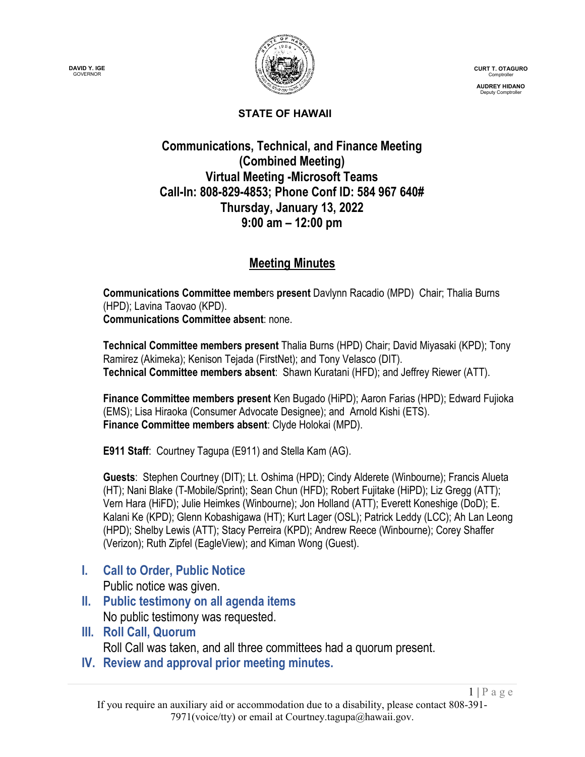DAVID Y. IGE
GOVERNOR

CURT T. OTAGURO
Comptroller

AUDREY HIDANO
Deputy Comptroller

**STATE OF HAWAII**

# Communications, Technical, and Finance Meeting (Combined Meeting) Virtual Meeting -Microsoft Teams Call-In: 808-829-4853; Phone Conf ID: 584 967 640# Thursday, January 13, 2022 9:00 am – 12:00 pm

## Meeting Minutes

**Communications Committee members present** Davlynn Racadio (MPD) Chair; Thalia Burns (HPD); Lavina Taovao (KPD).
**Communications Committee absent**: none.

**Technical Committee members present** Thalia Burns (HPD) Chair; David Miyasaki (KPD); Tony Ramirez (Akimeka); Kenison Tejada (FirstNet); and Tony Velasco (DIT).
**Technical Committee members absent**: Shawn Kuratani (HFD); and Jeffrey Riewer (ATT).

**Finance Committee members present** Ken Bugado (HiPD); Aaron Farias (HPD); Edward Fujioka (EMS); Lisa Hiraoka (Consumer Advocate Designee); and Arnold Kishi (ETS).
**Finance Committee members absent**: Clyde Holokai (MPD).

**E911 Staff**: Courtney Tagupa (E911) and Stella Kam (AG).

**Guests**: Stephen Courtney (DIT); Lt. Oshima (HPD); Cindy Alderete (Winbourne); Francis Alueta (HT); Nani Blake (T-Mobile/Sprint); Sean Chun (HFD); Robert Fujitake (HiPD); Liz Gregg (ATT); Vern Hara (HiFD); Julie Heimkes (Winbourne); Jon Holland (ATT); Everett Koneshige (DoD); E. Kalani Ke (KPD); Glenn Kobashigawa (HT); Kurt Lager (OSL); Patrick Leddy (LCC); Ah Lan Leong (HPD); Shelby Lewis (ATT); Stacy Perreira (KPD); Andrew Reece (Winbourne); Corey Shaffer (Verizon); Ruth Zipfel (EagleView); and Kiman Wong (Guest).

## I. Call to Order, Public Notice

Public notice was given.

## II. Public testimony on all agenda items

No public testimony was requested.

## III. Roll Call, Quorum

Roll Call was taken, and all three committees had a quorum present.

## IV. Review and approval prior meeting minutes.

If you require an auxiliary aid or accommodation due to a disability, please contact 808-391-7971(voice/tty) or email at Courtney.tagupa@hawaii.gov.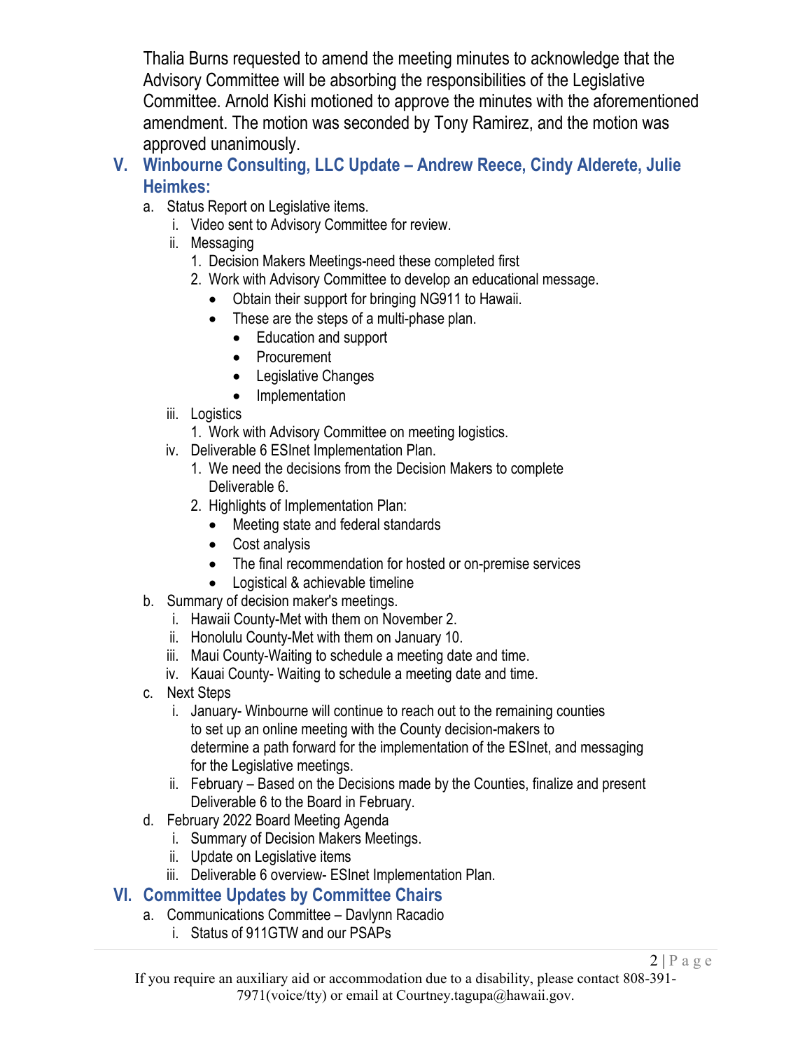Thalia Burns requested to amend the meeting minutes to acknowledge that the Advisory Committee will be absorbing the responsibilities of the Legislative Committee. Arnold Kishi motioned to approve the minutes with the aforementioned amendment. The motion was seconded by Tony Ramirez, and the motion was approved unanimously.

## V. Winbourne Consulting, LLC Update – Andrew Reece, Cindy Alderete, Julie Heimkes:

a. Status Report on Legislative items.
   i. Video sent to Advisory Committee for review.
   ii. Messaging
      1. Decision Makers Meetings-need these completed first
      2. Work with Advisory Committee to develop an educational message.
         - Obtain their support for bringing NG911 to Hawaii.
         - These are the steps of a multi-phase plan.
            - Education and support
            - Procurement
            - Legislative Changes
            - Implementation
   iii. Logistics
      1. Work with Advisory Committee on meeting logistics.
   iv. Deliverable 6 ESInet Implementation Plan.
      1. We need the decisions from the Decision Makers to complete Deliverable 6.
      2. Highlights of Implementation Plan:
         - Meeting state and federal standards
         - Cost analysis
         - The final recommendation for hosted or on-premise services
         - Logistical & achievable timeline

b. Summary of decision maker's meetings.
   i. Hawaii County-Met with them on November 2.
   ii. Honolulu County-Met with them on January 10.
   iii. Maui County-Waiting to schedule a meeting date and time.
   iv. Kauai County- Waiting to schedule a meeting date and time.

c. Next Steps
   i. January- Winbourne will continue to reach out to the remaining counties to set up an online meeting with the County decision-makers to determine a path forward for the implementation of the ESInet, and messaging for the Legislative meetings.
   ii. February – Based on the Decisions made by the Counties, finalize and present Deliverable 6 to the Board in February.

d. February 2022 Board Meeting Agenda
   i. Summary of Decision Makers Meetings.
   ii. Update on Legislative items
   iii. Deliverable 6 overview- ESInet Implementation Plan.

## VI. Committee Updates by Committee Chairs

a. Communications Committee – Davlynn Racadio
   i. Status of 911GTW and our PSAPs

If you require an auxiliary aid or accommodation due to a disability, please contact 808-391-7971(voice/tty) or email at Courtney.tagupa@hawaii.gov.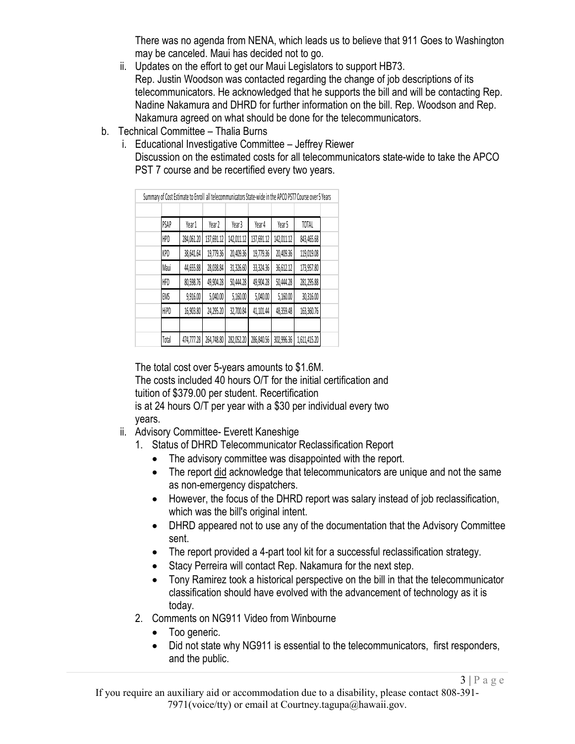There was no agenda from NENA, which leads us to believe that 911 Goes to Washington may be canceled. Maui has decided not to go.

ii. Updates on the effort to get our Maui Legislators to support HB73.
Rep. Justin Woodson was contacted regarding the change of job descriptions of its telecommunicators. He acknowledged that he supports the bill and will be contacting Rep. Nadine Nakamura and DHRD for further information on the bill. Rep. Woodson and Rep. Nakamura agreed on what should be done for the telecommunicators.

b. Technical Committee – Thalia Burns

i. Educational Investigative Committee – Jeffrey Riewer
Discussion on the estimated costs for all telecommunicators state-wide to take the APCO PST 7 course and be recertified every two years.

Summary of Cost Estimate to Enroll all telecommunicators State-wide in the APCO PST7 Course over 5 Years

| PSAP | Year 1 | Year 2 | Year 3 | Year 4 | Year 5 | TOTAL |
|---|---|---|---|---|---|---|
| HPD | 284,061.20 | 137,691.12 | 142,011.12 | 137,691.12 | 142,011.12 | 843,465.68 |
| KPD | 38,641.64 | 19,779.36 | 20,409.36 | 19,779.36 | 20,409.36 | 119,019.08 |
| Maui | 44,655.88 | 28,038.84 | 31,326.60 | 33,324.36 | 36,612.12 | 173,957.80 |
| HFD | 80,598.76 | 49,904.28 | 50,444.28 | 49,904.28 | 50,444.28 | 281,295.88 |
| EMS | 9,916.00 | 5,040.00 | 5,160.00 | 5,040.00 | 5,160.00 | 30,316.00 |
| HiPD | 16,903.80 | 24,295.20 | 32,700.84 | 41,101.44 | 48,359.48 | 163,360.76 |
| | | | | | | |
| Total | 474,777.28 | 264,748.80 | 282,052.20 | 286,840.56 | 302,996.36 | 1,611,415.20 |

The total cost over 5-years amounts to $1.6M.
The costs included 40 hours O/T for the initial certification and tuition of $379.00 per student. Recertification is at 24 hours O/T per year with a $30 per individual every two years.

ii. Advisory Committee- Everett Kaneshige

1. Status of DHRD Telecommunicator Reclassification Report
   - The advisory committee was disappointed with the report.
   - The report did acknowledge that telecommunicators are unique and not the same as non-emergency dispatchers.
   - However, the focus of the DHRD report was salary instead of job reclassification, which was the bill's original intent.
   - DHRD appeared not to use any of the documentation that the Advisory Committee sent.
   - The report provided a 4-part tool kit for a successful reclassification strategy.
   - Stacy Perreira will contact Rep. Nakamura for the next step.
   - Tony Ramirez took a historical perspective on the bill in that the telecommunicator classification should have evolved with the advancement of technology as it is today.
2. Comments on NG911 Video from Winbourne
   - Too generic.
   - Did not state why NG911 is essential to the telecommunicators, first responders, and the public.

If you require an auxiliary aid or accommodation due to a disability, please contact 808-391-7971(voice/tty) or email at Courtney.tagupa@hawaii.gov.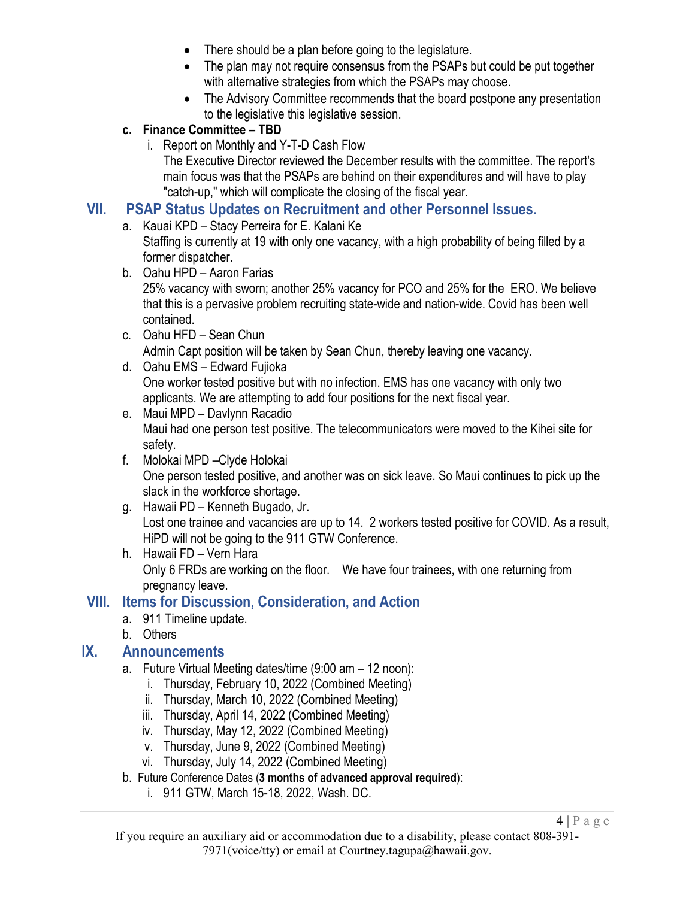- There should be a plan before going to the legislature.
- The plan may not require consensus from the PSAPs but could be put together with alternative strategies from which the PSAPs may choose.
- The Advisory Committee recommends that the board postpone any presentation to the legislative this legislative session.

**c. Finance Committee – TBD**

i. Report on Monthly and Y-T-D Cash Flow

The Executive Director reviewed the December results with the committee. The report's main focus was that the PSAPs are behind on their expenditures and will have to play "catch-up," which will complicate the closing of the fiscal year.

## VII. PSAP Status Updates on Recruitment and other Personnel Issues.

a. Kauai KPD – Stacy Perreira for E. Kalani Ke
Staffing is currently at 19 with only one vacancy, with a high probability of being filled by a former dispatcher.

b. Oahu HPD – Aaron Farias
25% vacancy with sworn; another 25% vacancy for PCO and 25% for the ERO. We believe that this is a pervasive problem recruiting state-wide and nation-wide. Covid has been well contained.

c. Oahu HFD – Sean Chun
Admin Capt position will be taken by Sean Chun, thereby leaving one vacancy.

d. Oahu EMS – Edward Fujioka
One worker tested positive but with no infection. EMS has one vacancy with only two applicants. We are attempting to add four positions for the next fiscal year.

e. Maui MPD – Davlynn Racadio
Maui had one person test positive. The telecommunicators were moved to the Kihei site for safety.

f. Molokai MPD –Clyde Holokai
One person tested positive, and another was on sick leave. So Maui continues to pick up the slack in the workforce shortage.

g. Hawaii PD – Kenneth Bugado, Jr.
Lost one trainee and vacancies are up to 14. 2 workers tested positive for COVID. As a result, HiPD will not be going to the 911 GTW Conference.

h. Hawaii FD – Vern Hara
Only 6 FRDs are working on the floor. We have four trainees, with one returning from pregnancy leave.

## VIII. Items for Discussion, Consideration, and Action

a. 911 Timeline update.

b. Others

## IX. Announcements

a. Future Virtual Meeting dates/time (9:00 am – 12 noon):

i. Thursday, February 10, 2022 (Combined Meeting)
ii. Thursday, March 10, 2022 (Combined Meeting)
iii. Thursday, April 14, 2022 (Combined Meeting)
iv. Thursday, May 12, 2022 (Combined Meeting)
v. Thursday, June 9, 2022 (Combined Meeting)
vi. Thursday, July 14, 2022 (Combined Meeting)

b. Future Conference Dates (**3 months of advanced approval required**):

i. 911 GTW, March 15-18, 2022, Wash. DC.

If you require an auxiliary aid or accommodation due to a disability, please contact 808-391-7971(voice/tty) or email at Courtney.tagupa@hawaii.gov.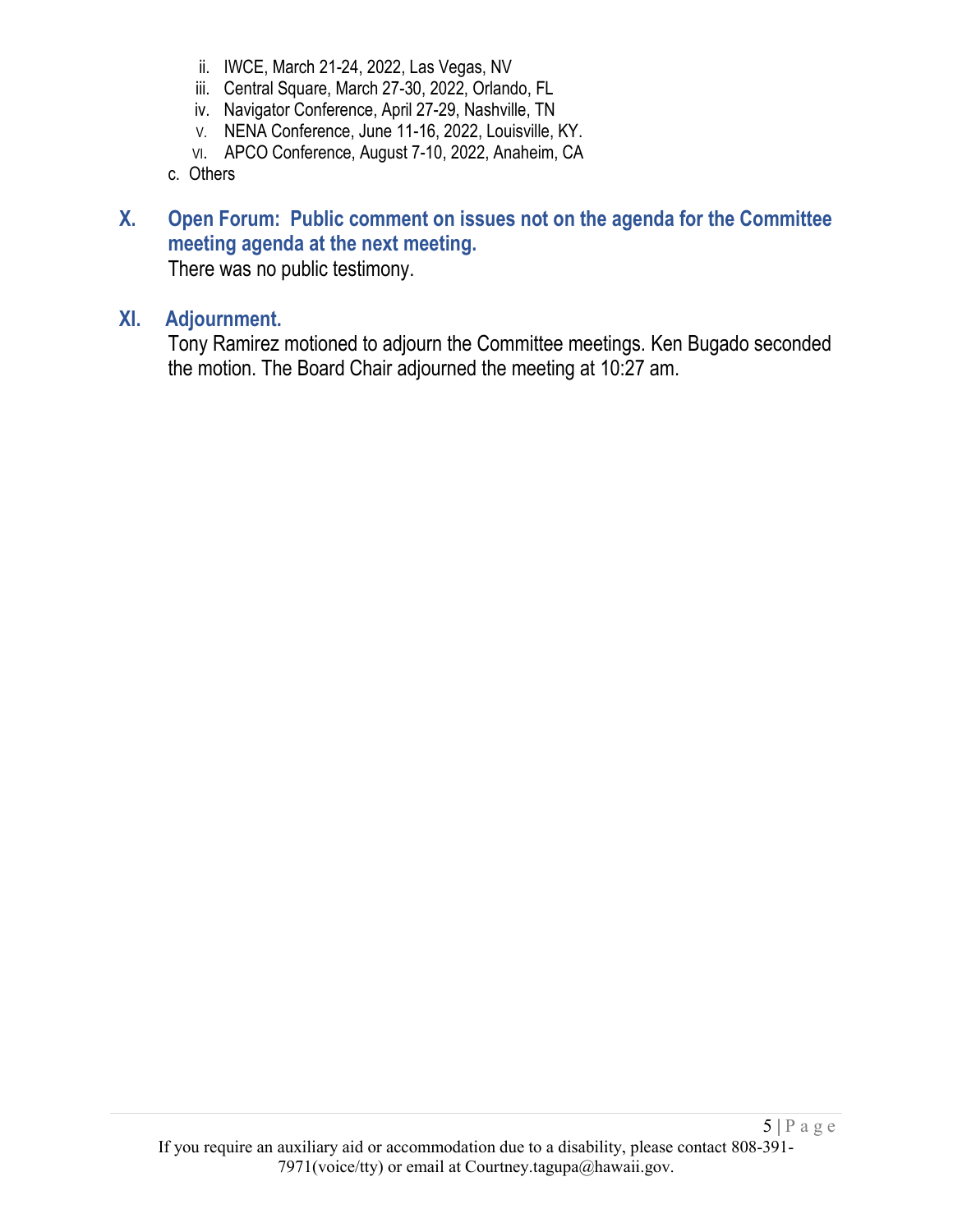ii. IWCE, March 21-24, 2022, Las Vegas, NV
   iii. Central Square, March 27-30, 2022, Orlando, FL
   iv. Navigator Conference, April 27-29, Nashville, TN
   v. NENA Conference, June 11-16, 2022, Louisville, KY.
   vi. APCO Conference, August 7-10, 2022, Anaheim, CA

c. Others

## X. Open Forum: Public comment on issues not on the agenda for the Committee meeting agenda at the next meeting.

There was no public testimony.

## XI. Adjournment.

Tony Ramirez motioned to adjourn the Committee meetings. Ken Bugado seconded the motion. The Board Chair adjourned the meeting at 10:27 am.

If you require an auxiliary aid or accommodation due to a disability, please contact 808-391-7971(voice/tty) or email at Courtney.tagupa@hawaii.gov.